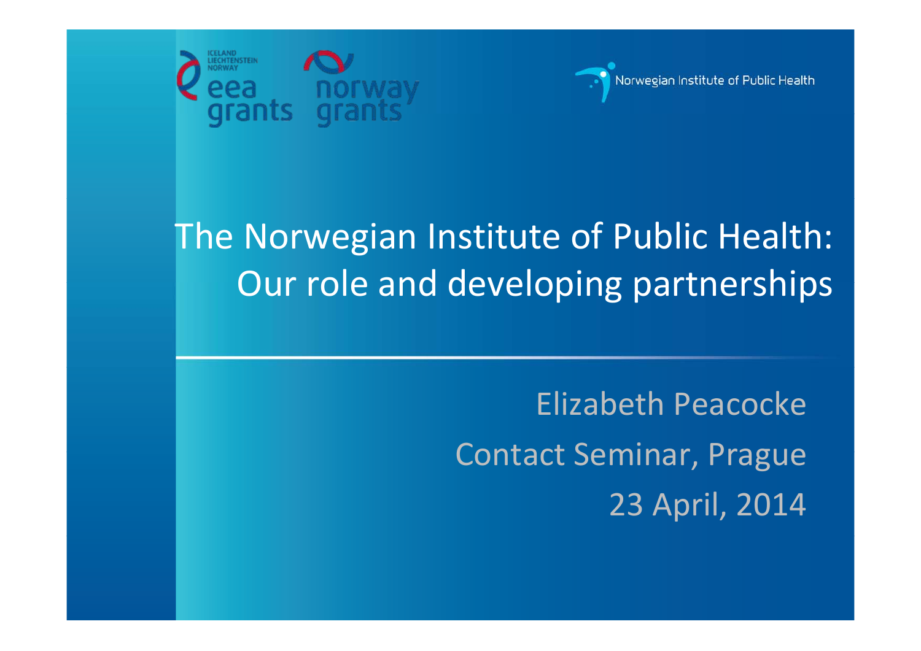# The Norwegian Institute of Public Health: Our role and developing partnerships

Elizabeth Peacocke

Contact Seminar, Prague

23 April, 2014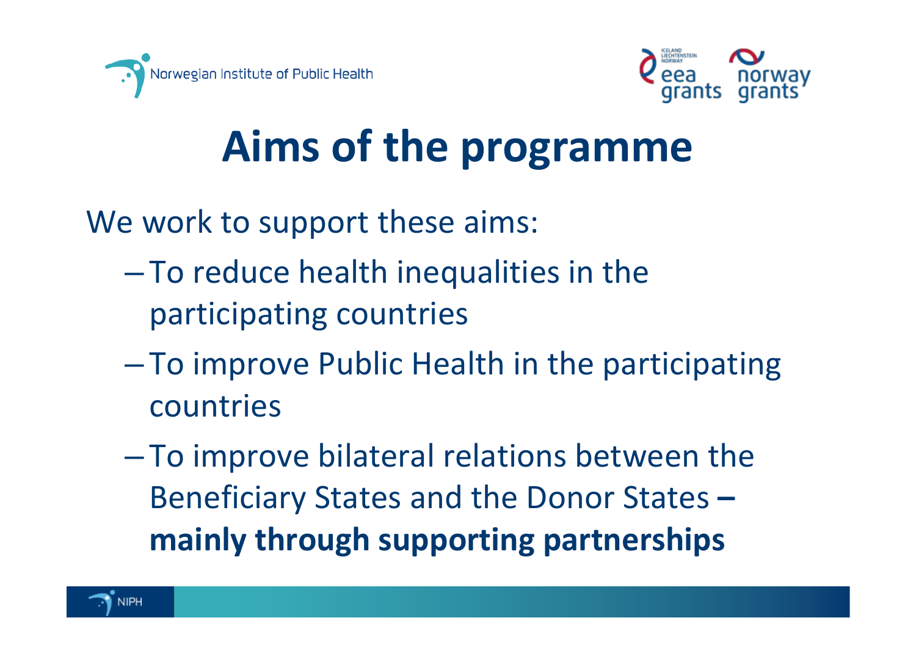# Aims of the programme

We work to support these aims:

- To reduce health inequalities in the participating countries
- To improve Public Health in the participating countries
- To improve bilateral relations between the Beneficiary States and the Donor States **– mainly through supporting partnerships**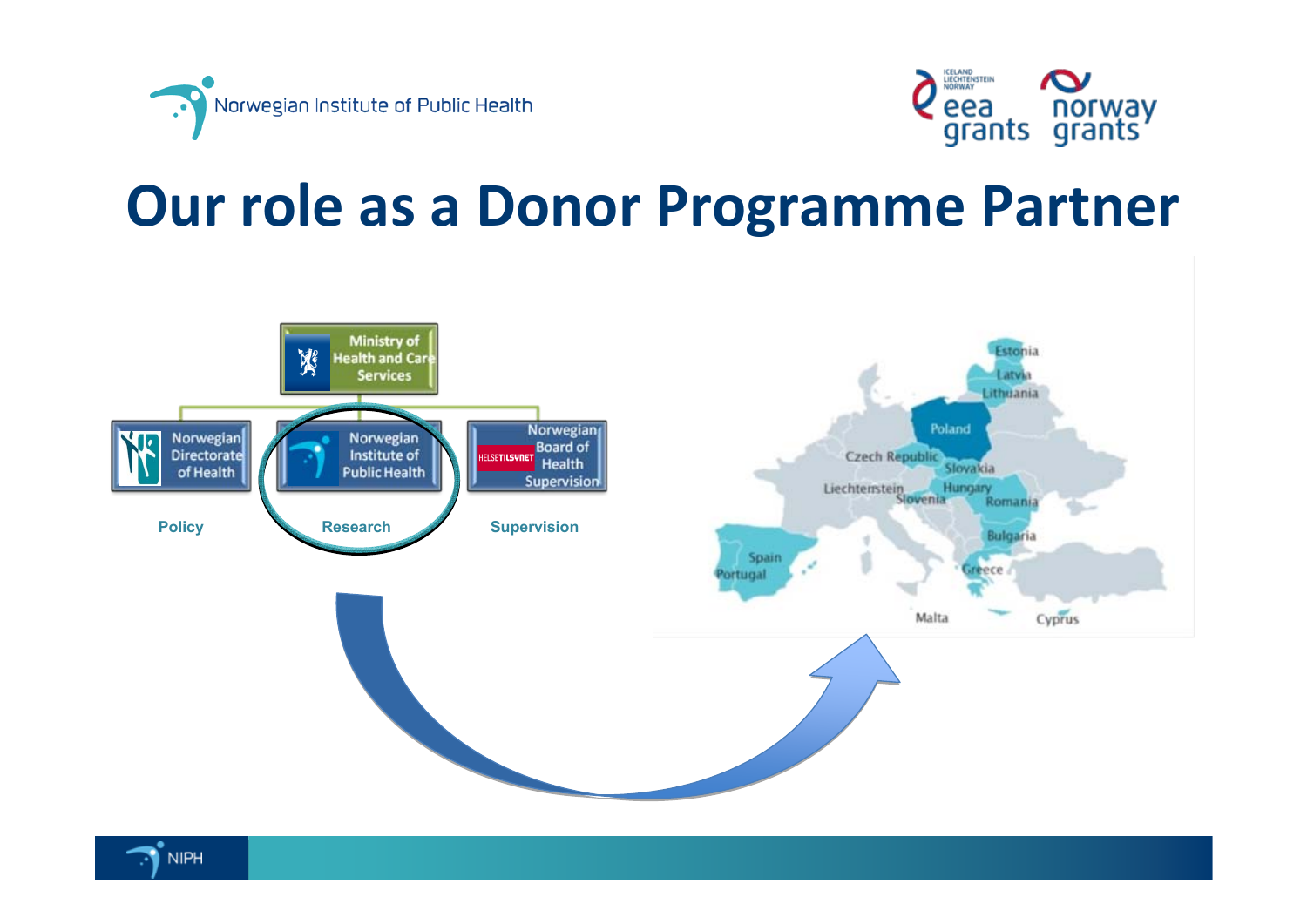# Our role as a Donor Programme Partner

Ministry of Health and Care Services

- Norwegian Directorate of Health — Policy
- Norwegian Institute of Public Health — Research
- Norwegian Board of Health Supervision — Supervision

Estonia, Latvia, Lithuania, Poland, Czech Republic, Slovakia, Liechtenstein, Hungary, Slovenia, Romania, Bulgaria, Spain, Portugal, Greece, Malta, Cyprus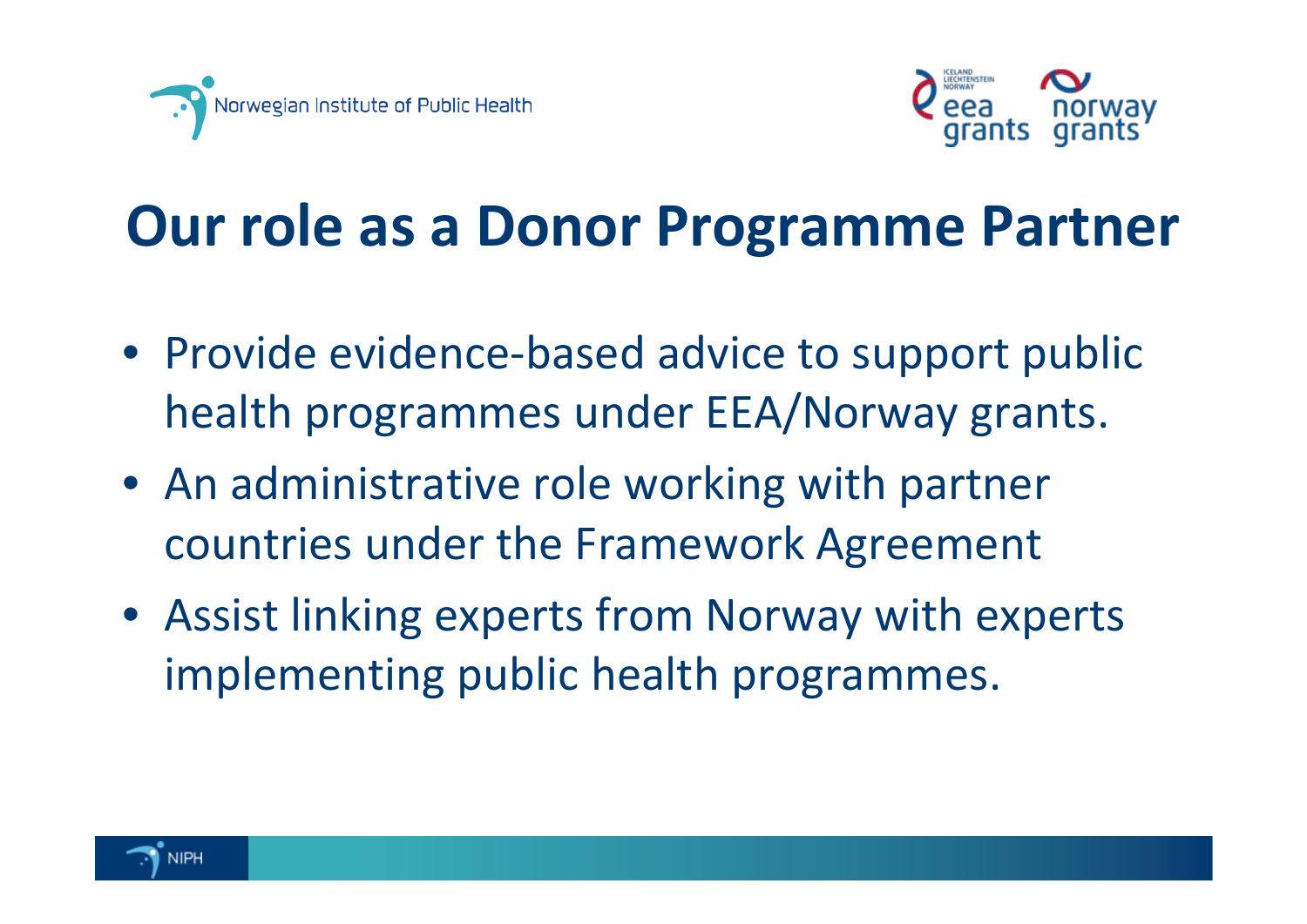# Our role as a Donor Programme Partner

- Provide evidence-based advice to support public health programmes under EEA/Norway grants.
- An administrative role working with partner countries under the Framework Agreement
- Assist linking experts from Norway with experts implementing public health programmes.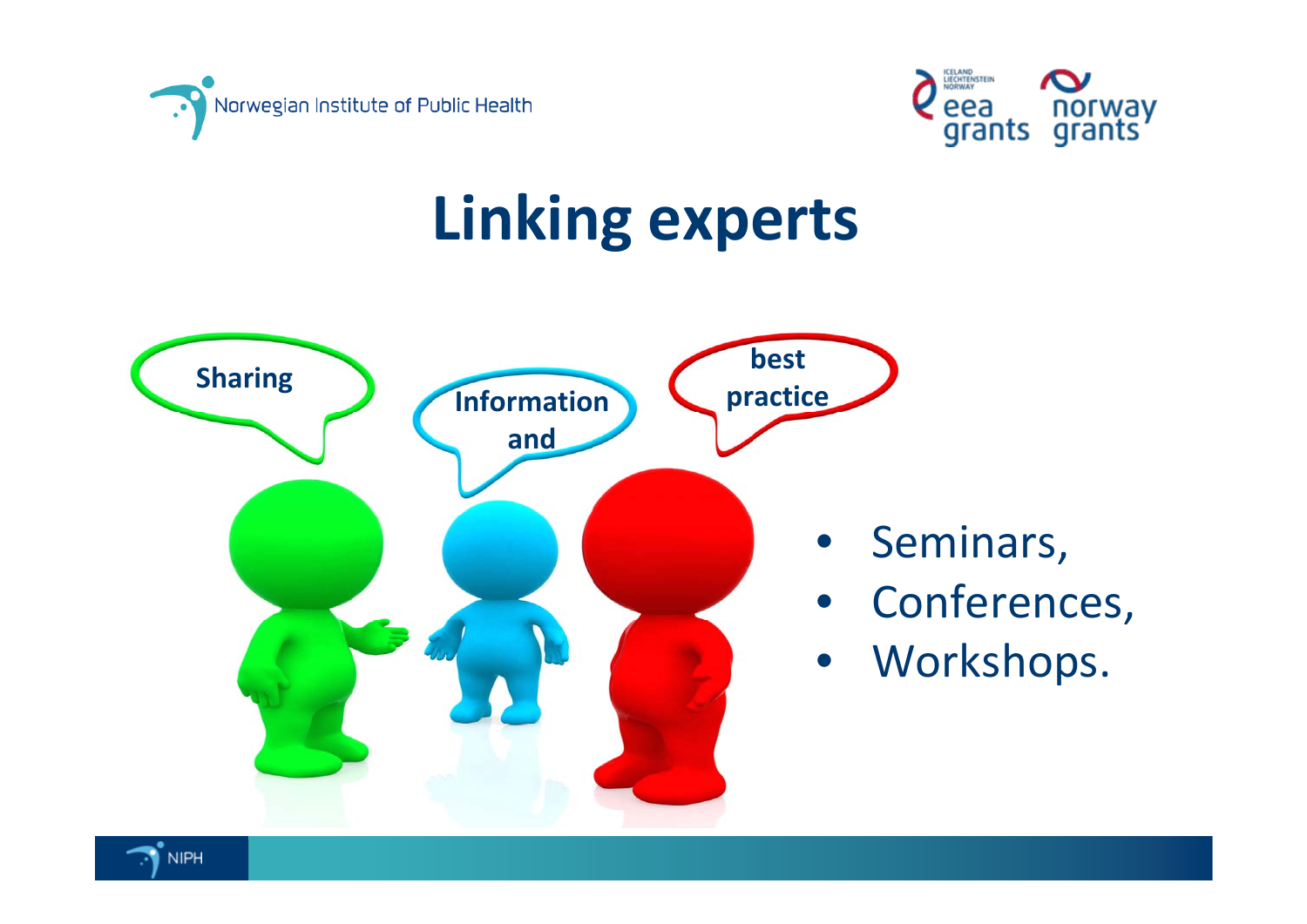# Linking experts

Sharing

Information and

best practice

- Seminars,
- Conferences,
- Workshops.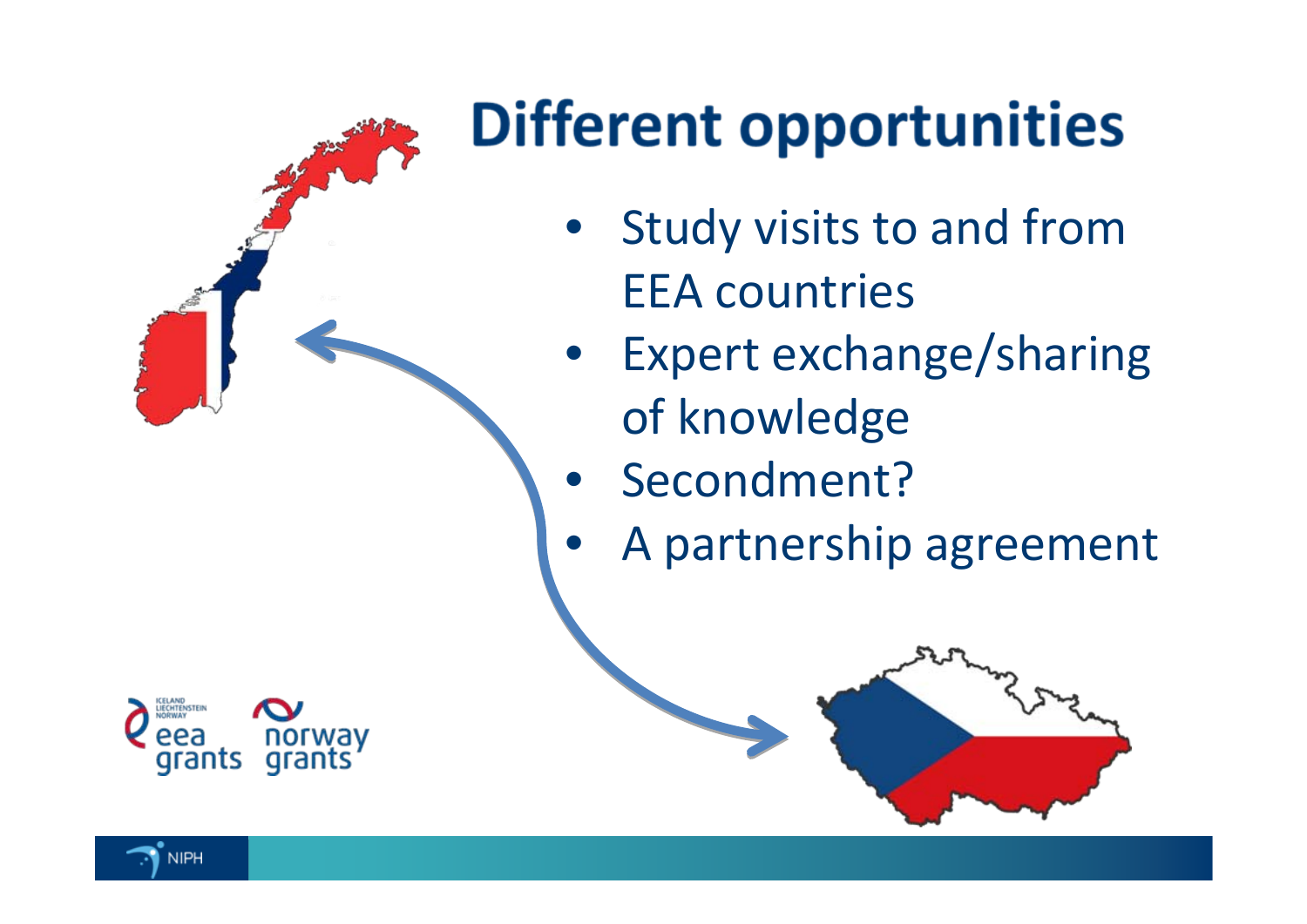# Different opportunities

- Study visits to and from EEA countries
- Expert exchange/sharing of knowledge
- Secondment?
- A partnership agreement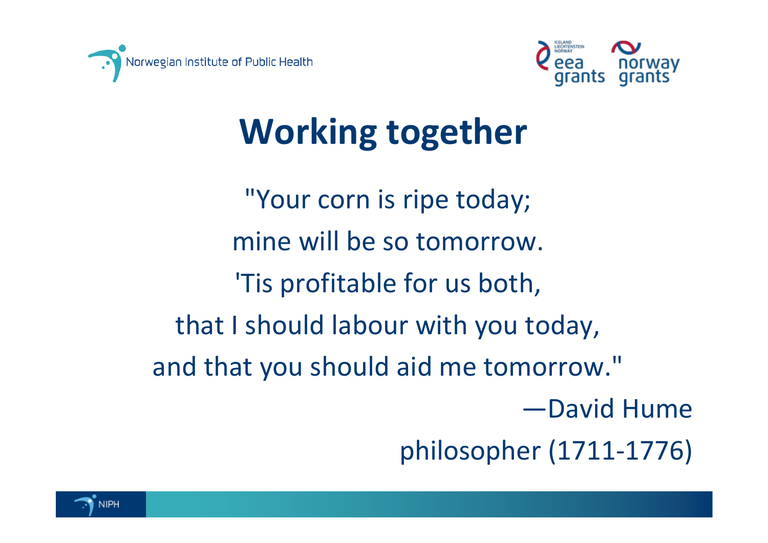# Working together

"Your corn is ripe today;

mine will be so tomorrow.

'Tis profitable for us both,

that I should labour with you today,

and that you should aid me tomorrow."

—David Hume

philosopher (1711-1776)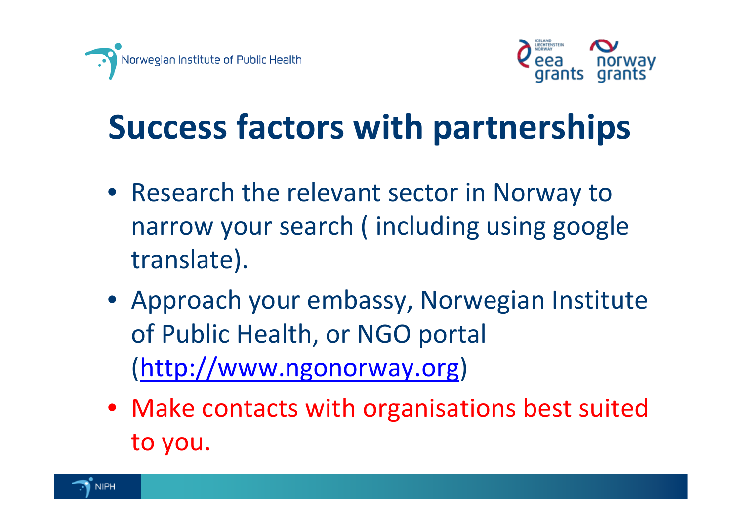# Success factors with partnerships

- Research the relevant sector in Norway to narrow your search ( including using google translate).
- Approach your embassy, Norwegian Institute of Public Health, or NGO portal (http://www.ngonorway.org)
- Make contacts with organisations best suited to you.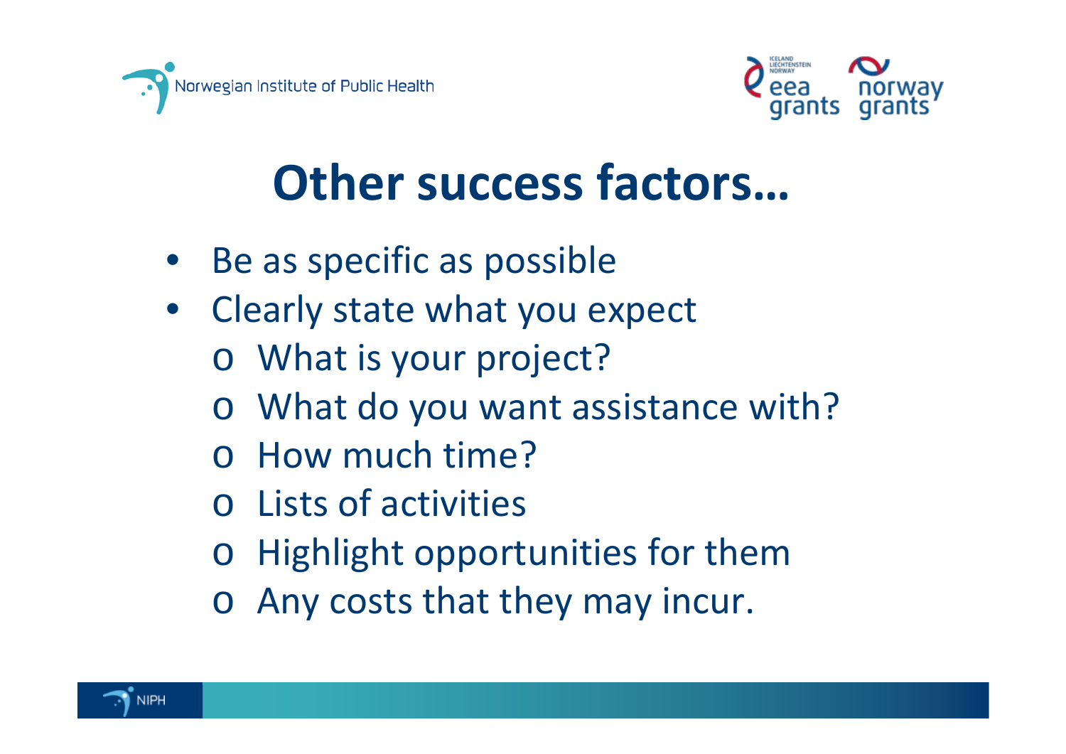# Other success factors…

- Be as specific as possible
- Clearly state what you expect
  - What is your project?
  - What do you want assistance with?
  - How much time?
  - Lists of activities
  - Highlight opportunities for them
  - Any costs that they may incur.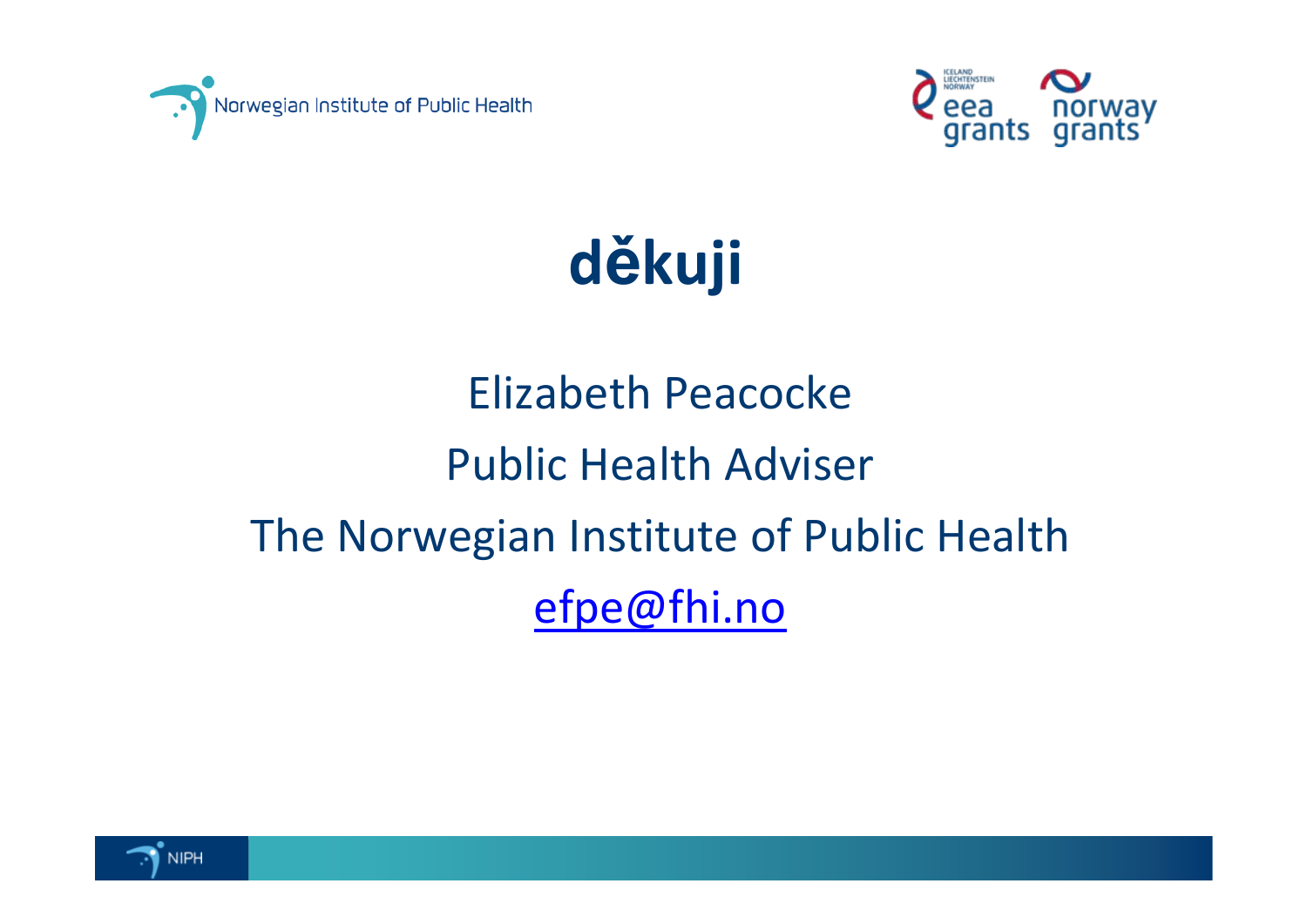# děkuji

Elizabeth Peacocke

Public Health Adviser

The Norwegian Institute of Public Health

efpe@fhi.no